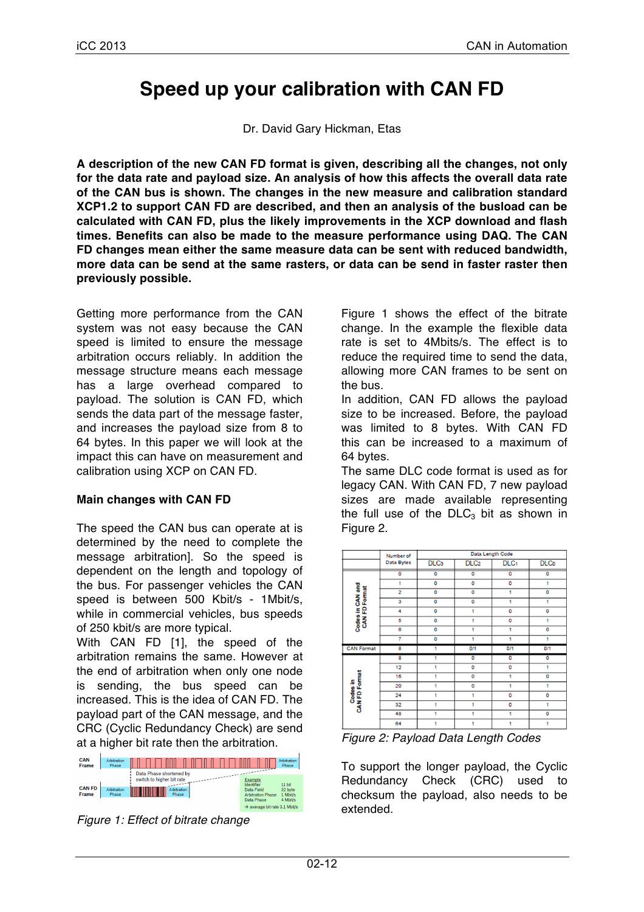# Speed up your calibration with CAN FD

Dr. David Gary Hickman, Etas

**A description of the new CAN FD format is given, describing all the changes, not only for the data rate and payload size. An analysis of how this affects the overall data rate of the CAN bus is shown. The changes in the new measure and calibration standard XCP1.2 to support CAN FD are described, and then an analysis of the busload can be calculated with CAN FD, plus the likely improvements in the XCP download and flash times. Benefits can also be made to the measure performance using DAQ. The CAN FD changes mean either the same measure data can be sent with reduced bandwidth, more data can be send at the same rasters, or data can be send in faster raster then previously possible.**

Getting more performance from the CAN system was not easy because the CAN message speed is limited to ensure the message arbitration occurs reliably. In addition the message structure means each message has a large overhead compared to payload. The solution is CAN FD, which sends the data part of the message faster, and increases the payload size from 8 to 64 bytes. In this paper we will look at the impact this can have on measurement and calibration using XCP on CAN FD.

## Main changes with CAN FD

The speed the CAN bus can operate at is determined by the need to complete the message arbitration]. So the speed is dependent on the length and topology of the bus. For passenger vehicles the CAN speed is between 500 Kbit/s - 1Mbit/s, while in commercial vehicles, bus speeds of 250 kbit/s are more typical.

With CAN FD [1], the speed of the arbitration remains the same. However at the end of arbitration when only one node is sending, the bus speed can be increased. This is the idea of CAN FD. The payload part of the CAN message, and the CRC (Cyclic Redundancy Check) are send at a higher bit rate then the arbitration.

*Figure 1: Effect of bitrate change*

Figure 1 shows the effect of the bitrate change. In the example the flexible data rate is set to 4Mbits/s. The effect is to reduce the required time to send the data, allowing more CAN frames to be sent on the bus.

In addition, CAN FD allows the payload size to be increased. Before, the payload was limited to 8 bytes. With CAN FD this can be increased to a maximum of 64 bytes.

The same DLC code format is used as for legacy CAN. With CAN FD, 7 new payload sizes are made available representing the full use of the $DLC_3$ bit as shown in Figure 2.

| | Number of Data Bytes | Data Length Code | | | |
|---|---|---|---|---|---|
| | | $DLC_3$ | $DLC_2$ | $DLC_1$ | $DLC_0$ |
| Codes in CAN and CAN FD Format | 0 | 0 | 0 | 0 | 0 |
| | 1 | 0 | 0 | 0 | 1 |
| | 2 | 0 | 0 | 1 | 0 |
| | 3 | 0 | 0 | 1 | 1 |
| | 4 | 0 | 1 | 0 | 0 |
| | 5 | 0 | 1 | 0 | 1 |
| | 6 | 0 | 1 | 1 | 0 |
| | 7 | 0 | 1 | 1 | 1 |
| CAN Format | 8 | 1 | 0/1 | 0/1 | 0/1 |
| Codes in CAN FD Format | 8 | 1 | 0 | 0 | 0 |
| | 12 | 1 | 0 | 0 | 1 |
| | 16 | 1 | 0 | 1 | 0 |
| | 20 | 1 | 0 | 1 | 1 |
| | 24 | 1 | 1 | 0 | 0 |
| | 32 | 1 | 1 | 0 | 1 |
| | 48 | 1 | 1 | 1 | 0 |
| | 64 | 1 | 1 | 1 | 1 |

*Figure 2: Payload Data Length Codes*

To support the longer payload, the Cyclic Redundancy Check (CRC) used to checksum the payload, also needs to be extended.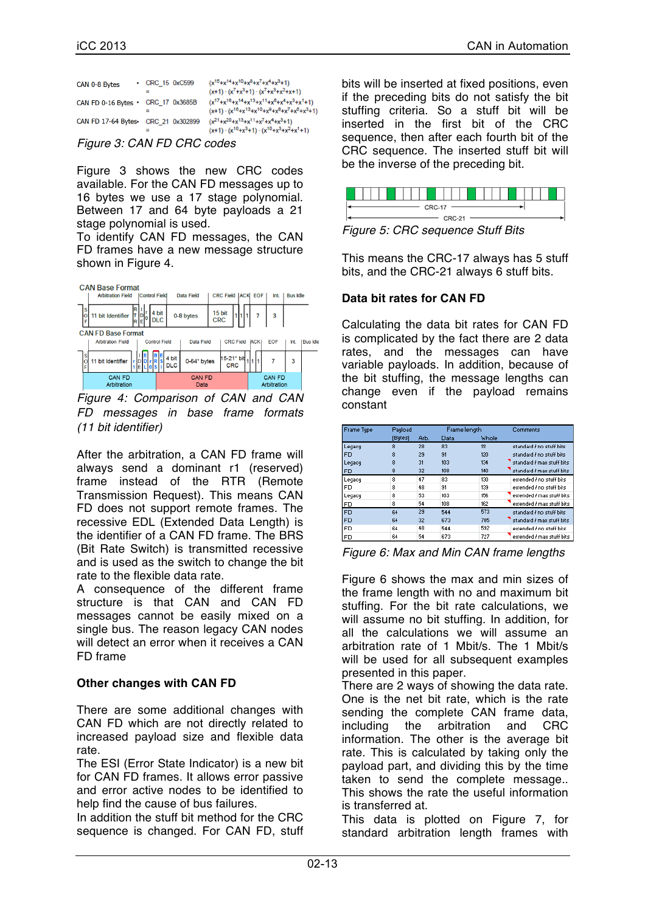CAN 0-8 Bytes • CRC_15 = 0xC599 $(x^{15}+x^{14}+x^{10}+x^8+x^7+x^4+x^3+1)$ $(x+1)\cdot(x^7+x^3+1)\cdot(x^7+x^3+x^2+x+1)$

CAN FD 0-16 Bytes • CRC_17 = 0x3685B $(x^{17}+x^{16}+x^{14}+x^{13}+x^{11}+x^6+x^4+x^3+x^1+1)$ $(x+1)\cdot(x^{16}+x^{13}+x^{10}+x^9+x^8+x^7+x^6+x^3+1)$

CAN FD 17-64 Bytes • CRC_21 = 0x302899 $(x^{21}+x^{20}+x^{13}+x^{11}+x^7+x^4+x^3+1)$ $(x+1)\cdot(x^{10}+x^3+1)\cdot(x^{10}+x^3+x^2+x^1+1)$

*Figure 3: CAN FD CRC codes*

Figure 3 shows the new CRC codes available. For the CAN FD messages up to 16 bytes we use a 17 stage polynomial. Between 17 and 64 byte payloads a 21 stage polynomial is used.

To identify CAN FD messages, the CAN FD frames have a new message structure shown in Figure 4.

CAN Base Format

| Arbitration Field | | | Control Field | | | Data Field | CRC Field | ACK | | EOF | Int. | Bus Idle |
|---|---|---|---|---|---|---|---|---|---|---|---|---|
| S O F | 11 bit Identifier | R T R | I D E | r 0 | 4 bit DLC | 0-8 bytes | 15 bit CRC | 1 | 1 1 | 7 | 3 | |

CAN FD Base Format

| Arbitration Field | | | Control Field | | | | | | Data Field | CRC Field | ACK | | EOF | Int. | Bus Idle |
|---|---|---|---|---|---|---|---|---|---|---|---|---|---|---|---|
| S O F | 11 bit Identifier | r 1 | I D E | E D L | r 0 | B R S | E S I | 4 bit DLC | 0-64* bytes | 15-21* bit CRC | 1 | 1 1 | 7 | 3 | |
| CAN FD Arbitration | | | | | | CAN FD Data | | | | | CAN FD Arbitration | | | | |

*Figure 4: Comparison of CAN and CAN FD messages in base frame formats (11 bit identifier)*

After the arbitration, a CAN FD frame will always send a dominant r1 (reserved) frame instead of the RTR (Remote Transmission Request). This means CAN FD does not support remote frames. The recessive EDL (Extended Data Length) is the identifier of a CAN FD frame. The BRS (Bit Rate Switch) is transmitted recessive and is used as the switch to change the bit rate to the flexible data rate.

A consequence of the different frame structure is that CAN and CAN FD messages cannot be easily mixed on a single bus. The reason legacy CAN nodes will detect an error when it receives a CAN FD frame

## Other changes with CAN FD

There are some additional changes with CAN FD which are not directly related to increased payload size and flexible data rate.

The ESI (Error State Indicator) is a new bit for CAN FD frames. It allows error passive and error active nodes to be identified to help find the cause of bus failures.

In addition the stuff bit method for the CRC sequence is changed. For CAN FD, stuff bits will be inserted at fixed positions, even if the preceding bits do not satisfy the bit stuffing criteria. So a stuff bit will be inserted in the first bit of the CRC sequence, then after each fourth bit of the CRC sequence. The inserted stuff bit will be the inverse of the preceding bit.

CRC-17

CRC-21

*Figure 5: CRC sequence Stuff Bits*

This means the CRC-17 always has 5 stuff bits, and the CRC-21 always 6 stuff bits.

## Data bit rates for CAN FD

Calculating the data bit rates for CAN FD is complicated by the fact there are 2 data rates, and the messages can have variable payloads. In addition, because of the bit stuffing, the message lengths can change even if the payload remains constant

| Frame Type | Payload [Bytes] | Frame length Arb. | Data | Whole | Comments |
|---|---|---|---|---|---|
| Legacy | 8 | 28 | 83 | 111 | standard / no stuff bits |
| FD | 8 | 29 | 91 | 120 | standard / no stuff bits |
| Legacy | 8 | 31 | 103 | 134 | standard / max stuff bits |
| FD | 8 | 32 | 108 | 140 | standard / max stuff bits |
| Legacy | 8 | 47 | 83 | 130 | extended / no stuff bits |
| FD | 8 | 48 | 91 | 139 | extended / no stuff bits |
| Legacy | 8 | 53 | 103 | 156 | extended / max stuff bits |
| FD | 8 | 54 | 108 | 162 | extended / max stuff bits |
| FD | 64 | 29 | 544 | 573 | standard / no stuff bits |
| FD | 64 | 32 | 673 | 705 | standard / max stuff bits |
| FD | 64 | 48 | 544 | 592 | extended / no stuff bits |
| FD | 64 | 54 | 673 | 727 | extended / max stuff bits |

*Figure 6: Max and Min CAN frame lengths*

Figure 6 shows the max and min sizes of the frame length with no and maximum bit stuffing. For the bit rate calculations, we will assume no bit stuffing. In addition, for all the calculations we will assume an arbitration rate of 1 Mbit/s. The 1 Mbit/s will be used for all subsequent examples presented in this paper.

There are 2 ways of showing the data rate. One is the net bit rate, which is the rate sending the complete CAN frame data, including the arbitration and CRC information. The other is the average bit rate. This is calculated by taking only the payload part, and dividing this by the time taken to send the complete message.. This shows the rate the useful information is transferred at.

This data is plotted on Figure 7, for standard arbitration length frames with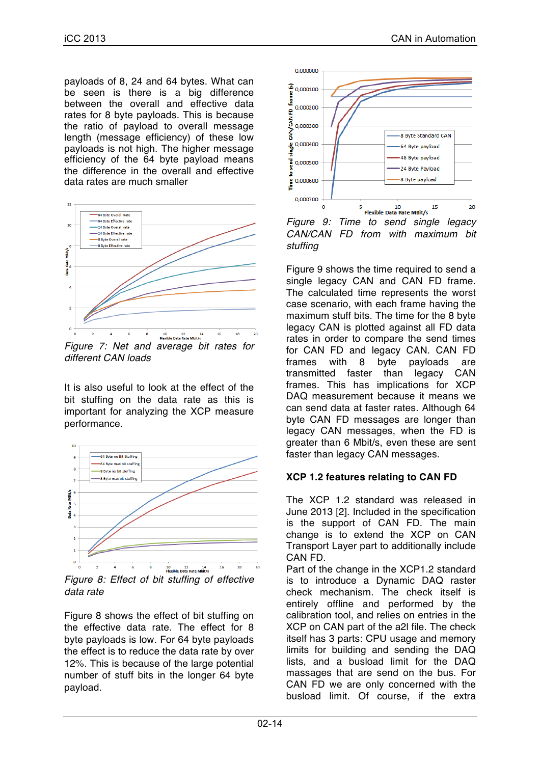payloads of 8, 24 and 64 bytes. What can be seen is there is a big difference between the overall and effective data rates for 8 byte payloads. This is because the ratio of payload to overall message length (message efficiency) of these low payloads is not high. The higher message efficiency of the 64 byte payload means the difference in the overall and effective data rates are much smaller

*Figure 7: Net and average bit rates for different CAN loads*

It is also useful to look at the effect of the bit stuffing on the data rate as this is important for analyzing the XCP measure performance.

*Figure 8: Effect of bit stuffing of effective data rate*

Figure 8 shows the effect of bit stuffing on the effective data rate. The effect for 8 byte payloads is low. For 64 byte payloads the effect is to reduce the data rate by over 12%. This is because of the large potential number of stuff bits in the longer 64 byte payload.

*Figure 9: Time to send single legacy CAN/CAN FD from with maximum bit stuffing*

Figure 9 shows the time required to send a single legacy CAN and CAN FD frame. The calculated time represents the worst case scenario, with each frame having the maximum stuff bits. The time for the 8 byte legacy CAN is plotted against all FD data rates in order to compare the send times for CAN FD and legacy CAN. CAN FD frames with 8 byte payloads are transmitted faster than legacy CAN frames. This has implications for XCP DAQ measurement because it means we can send data at faster rates. Although 64 byte CAN FD messages are longer than legacy CAN messages, when the FD is greater than 6 Mbit/s, even these are sent faster than legacy CAN messages.

### XCP 1.2 features relating to CAN FD

The XCP 1.2 standard was released in June 2013 [2]. Included in the specification is the support of CAN FD. The main change is to extend the XCP on CAN Transport Layer part to additionally include CAN FD.

Part of the change in the XCP1.2 standard is to introduce a Dynamic DAQ raster check mechanism. The check itself is entirely offline and performed by the calibration tool, and relies on entries in the XCP on CAN part of the a2l file. The check itself has 3 parts: CPU usage and memory limits for building and sending the DAQ lists, and a busload limit for the DAQ massages that are send on the bus. For CAN FD we are only concerned with the busload limit. Of course, if the extra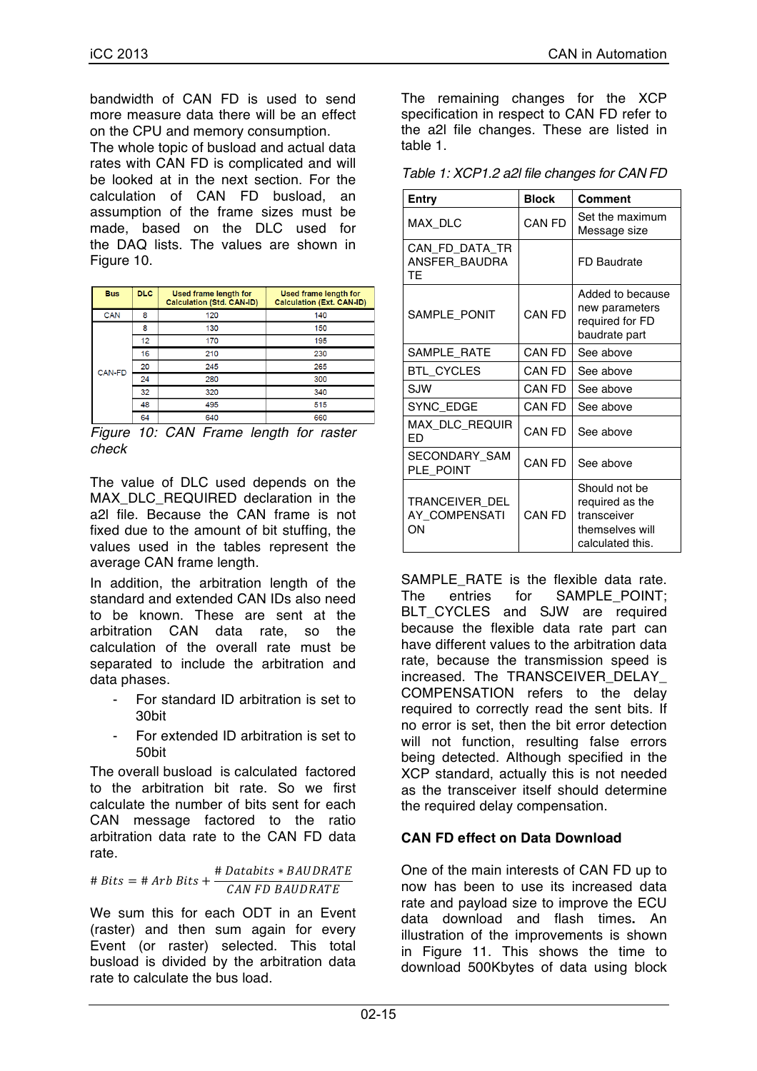bandwidth of CAN FD is used to send more measure data there will be an effect on the CPU and memory consumption.

The whole topic of busload and actual data rates with CAN FD is complicated and will be looked at in the next section. For the calculation of CAN FD busload, an assumption of the frame sizes must be made, based on the DLC used for the DAQ lists. The values are shown in Figure 10.

| Bus | DLC | Used frame length for Calculation (Std. CAN-ID) | Used frame length for Calculation (Ext. CAN-ID) |
|---|---|---|---|
| CAN | 8 | 120 | 140 |
| CAN-FD | 8 | 130 | 150 |
| | 12 | 170 | 195 |
| | 16 | 210 | 230 |
| | 20 | 245 | 265 |
| | 24 | 280 | 300 |
| | 32 | 320 | 340 |
| | 48 | 495 | 515 |
| | 64 | 640 | 660 |

*Figure 10: CAN Frame length for raster check*

The value of DLC used depends on the MAX_DLC_REQUIRED declaration in the a2l file. Because the CAN frame is not fixed due to the amount of bit stuffing, the values used in the tables represent the average CAN frame length.

In addition, the arbitration length of the standard and extended CAN IDs also need to be known. These are sent at the arbitration CAN data rate, so the calculation of the overall rate must be separated to include the arbitration and data phases.

- For standard ID arbitration is set to 30bit
- For extended ID arbitration is set to 50bit

The overall busload is calculated factored to the arbitration bit rate. So we first calculate the number of bits sent for each CAN message factored to the ratio arbitration data rate to the CAN FD data rate.

$$\# Bits = \# Arb\ Bits + \frac{\# Databits * BAUDRATE}{CAN\ FD\ BAUDRATE}$$

We sum this for each ODT in an Event (raster) and then sum again for every Event (or raster) selected. This total busload is divided by the arbitration data rate to calculate the bus load.

The remaining changes for the XCP specification in respect to CAN FD refer to the a2l file changes. These are listed in table 1.

*Table 1: XCP1.2 a2l file changes for CAN FD*

| Entry | Block | Comment |
|---|---|---|
| MAX_DLC | CAN FD | Set the maximum Message size |
| CAN_FD_DATA_TRANSFER_BAUDRATE | | FD Baudrate |
| SAMPLE_PONIT | CAN FD | Added to because new parameters required for FD baudrate part |
| SAMPLE_RATE | CAN FD | See above |
| BTL_CYCLES | CAN FD | See above |
| SJW | CAN FD | See above |
| SYNC_EDGE | CAN FD | See above |
| MAX_DLC_REQUIRED | CAN FD | See above |
| SECONDARY_SAMPLE_POINT | CAN FD | See above |
| TRANCEIVER_DELAY_COMPENSATION | CAN FD | Should not be required as the transceiver themselves will calculated this. |

SAMPLE_RATE is the flexible data rate. The entries for SAMPLE_POINT; BLT_CYCLES and SJW are required because the flexible data rate part can have different values to the arbitration data rate, because the transmission speed is increased. The TRANSCEIVER_DELAY_COMPENSATION refers to the delay required to correctly read the sent bits. If no error is set, then the bit error detection will not function, resulting false errors being detected. Although specified in the XCP standard, actually this is not needed as the transceiver itself should determine the required delay compensation.

**CAN FD effect on Data Download**

One of the main interests of CAN FD up to now has been to use its increased data rate and payload size to improve the ECU data download and flash times. An illustration of the improvements is shown in Figure 11. This shows the time to download 500Kbytes of data using block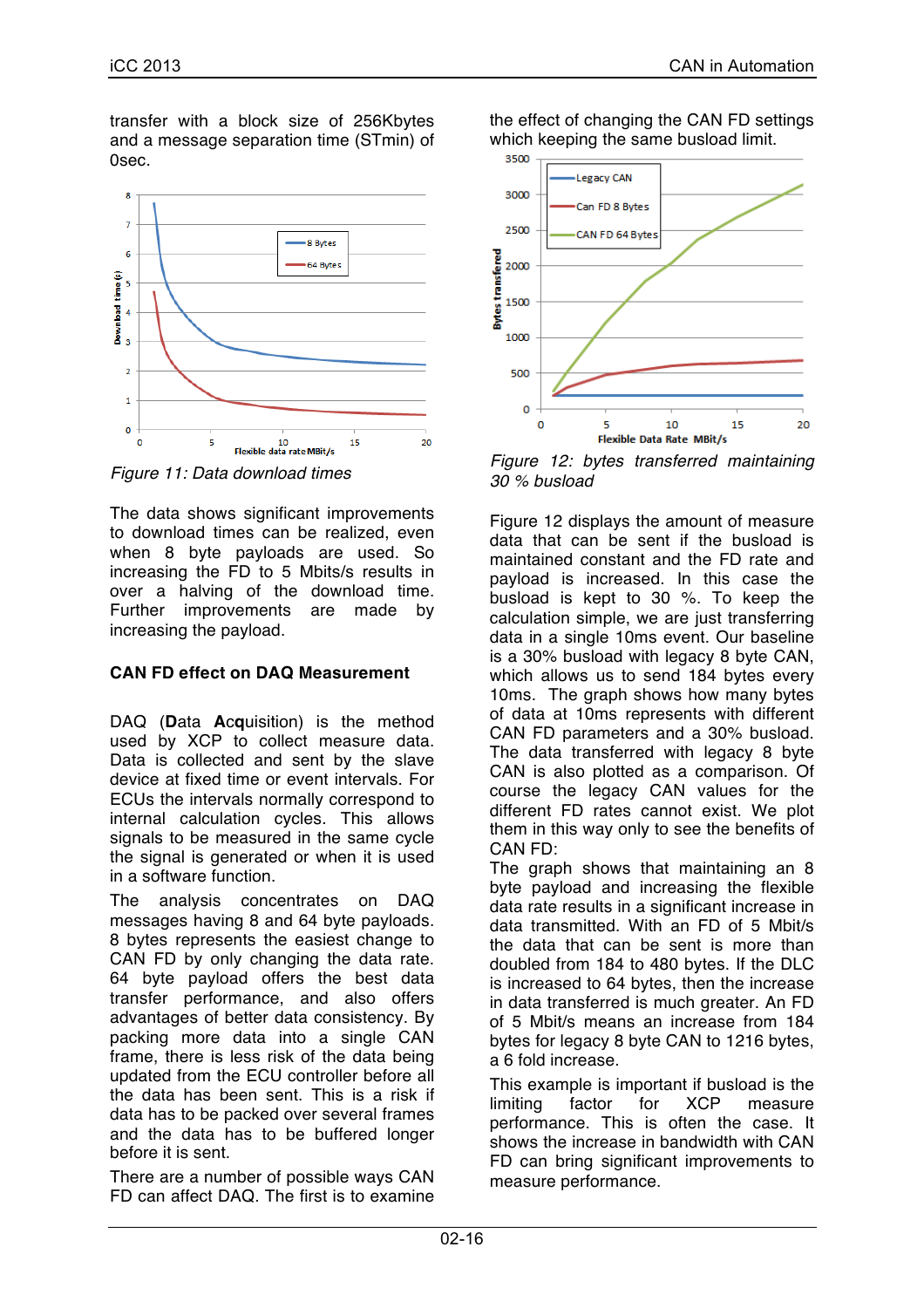transfer with a block size of 256Kbytes and a message separation time (STmin) of 0sec.

*Figure 11: Data download times*

The data shows significant improvements to download times can be realized, even when 8 byte payloads are used. So increasing the FD to 5 Mbits/s results in over a halving of the download time. Further improvements are made by increasing the payload.

### CAN FD effect on DAQ Measurement

DAQ (**D**ata **Acq**uisition) is the method used by XCP to collect measure data. Data is collected and sent by the slave device at fixed time or event intervals. For ECUs the intervals normally correspond to internal calculation cycles. This allows signals to be measured in the same cycle the signal is generated or when it is used in a software function.

The analysis concentrates on DAQ messages having 8 and 64 byte payloads. 8 bytes represents the easiest change to CAN FD by only changing the data rate. 64 byte payload offers the best data transfer performance, and also offers advantages of better data consistency. By packing more data into a single CAN frame, there is less risk of the data being updated from the ECU controller before all the data has been sent. This is a risk if data has to be packed over several frames and the data has to be buffered longer before it is sent.

There are a number of possible ways CAN FD can affect DAQ. The first is to examine the effect of changing the CAN FD settings which keeping the same busload limit.

*Figure 12: bytes transferred maintaining 30 % busload*

Figure 12 displays the amount of measure data that can be sent if the busload is maintained constant and the FD rate and payload is increased. In this case the busload is kept to 30 %. To keep the calculation simple, we are just transferring data in a single 10ms event. Our baseline is a 30% busload with legacy 8 byte CAN, which allows us to send 184 bytes every 10ms. The graph shows how many bytes of data at 10ms represents with different CAN FD parameters and a 30% busload. The data transferred with legacy 8 byte CAN is also plotted as a comparison. Of course the legacy CAN values for the different FD rates cannot exist. We plot them in this way only to see the benefits of CAN FD:

The graph shows that maintaining an 8 byte payload and increasing the flexible data rate results in a significant increase in data transmitted. With an FD of 5 Mbit/s the data that can be sent is more than doubled from 184 to 480 bytes. If the DLC is increased to 64 bytes, then the increase in data transferred is much greater. An FD of 5 Mbit/s means an increase from 184 bytes for legacy 8 byte CAN to 1216 bytes, a 6 fold increase.

This example is important if busload is the limiting factor for XCP measure performance. This is often the case. It shows the increase in bandwidth with CAN FD can bring significant improvements to measure performance.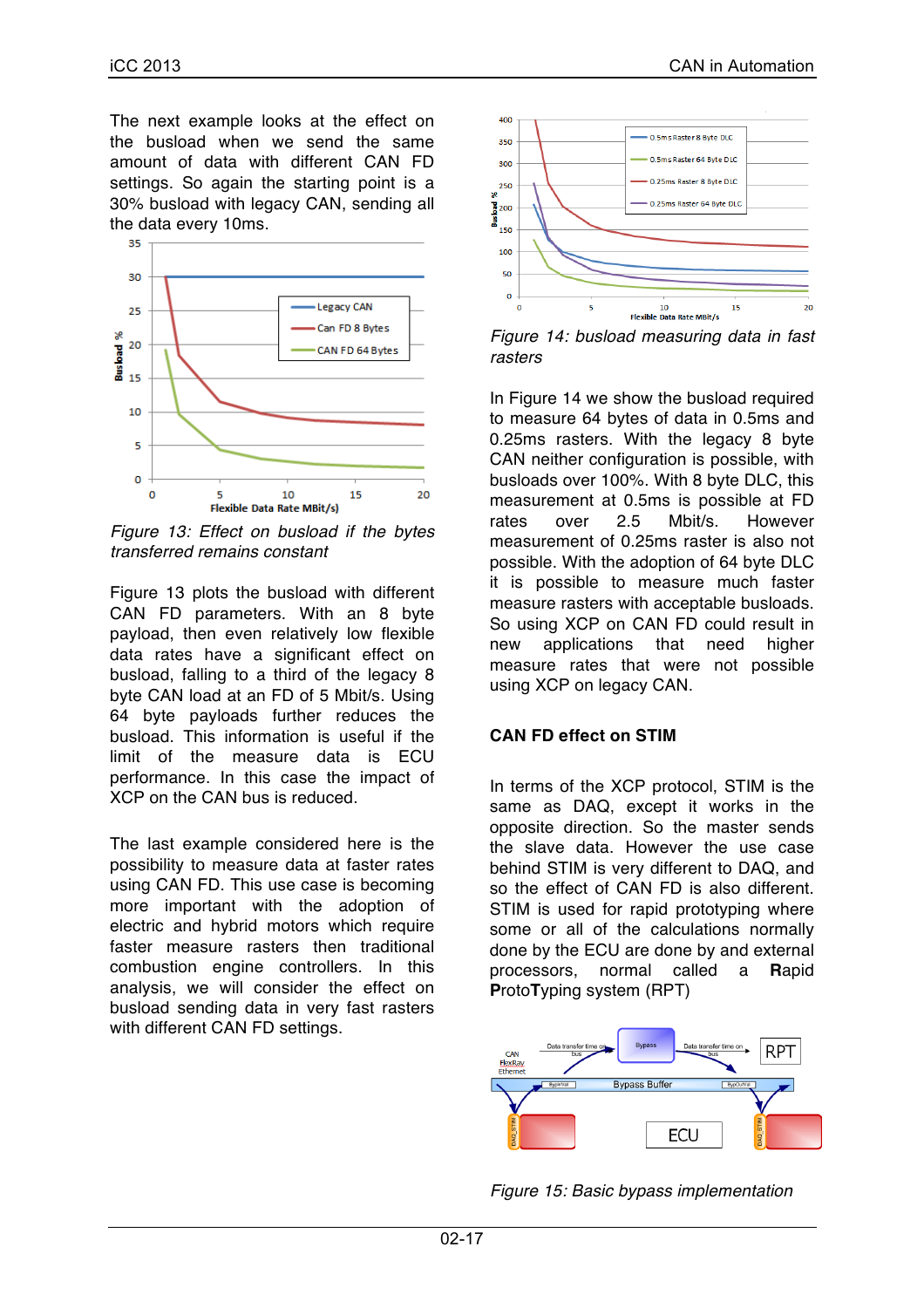The next example looks at the effect on the busload when we send the same amount of data with different CAN FD settings. So again the starting point is a 30% busload with legacy CAN, sending all the data every 10ms.

*Figure 13: Effect on busload if the bytes transferred remains constant*

Figure 13 plots the busload with different CAN FD parameters. With an 8 byte payload, then even relatively low flexible data rates have a significant effect on busload, falling to a third of the legacy 8 byte CAN load at an FD of 5 Mbit/s. Using 64 byte payloads further reduces the busload. This information is useful if the limit of the measure data is ECU performance. In this case the impact of XCP on the CAN bus is reduced.

The last example considered here is the possibility to measure data at faster rates using CAN FD. This use case is becoming more important with the adoption of electric and hybrid motors which require faster measure rasters then traditional combustion engine controllers. In this analysis, we will consider the effect on busload sending data in very fast rasters with different CAN FD settings.

*Figure 14: busload measuring data in fast rasters*

In Figure 14 we show the busload required to measure 64 bytes of data in 0.5ms and 0.25ms rasters. With the legacy 8 byte CAN neither configuration is possible, with busloads over 100%. With 8 byte DLC, this measurement at 0.5ms is possible at FD rates over 2.5 Mbit/s. However measurement of 0.25ms raster is also not possible. With the adoption of 64 byte DLC it is possible to measure much faster measure rasters with acceptable busloads. So using XCP on CAN FD could result in new applications that need higher measure rates that were not possible using XCP on legacy CAN.

## CAN FD effect on STIM

In terms of the XCP protocol, STIM is the same as DAQ, except it works in the opposite direction. So the master sends the slave data. However the use case behind STIM is very different to DAQ, and so the effect of CAN FD is also different. STIM is used for rapid prototyping where some or all of the calculations normally done by the ECU are done by and external processors, normal called a **R**apid **P**roto**T**yping system (RPT)

*Figure 15: Basic bypass implementation*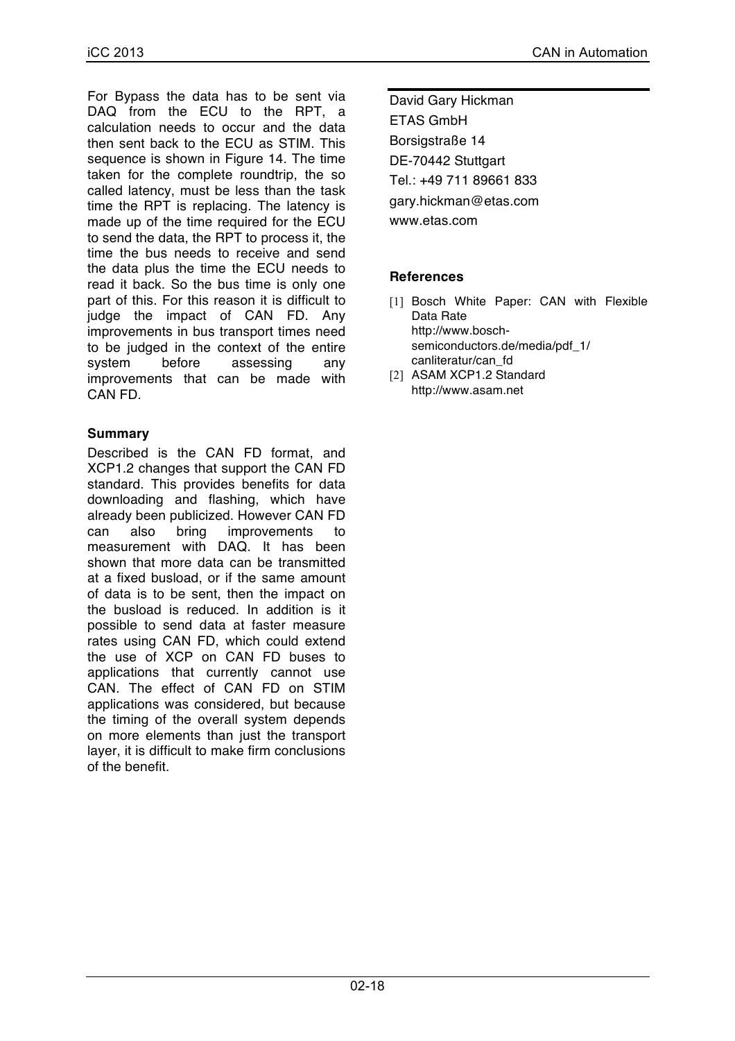For Bypass the data has to be sent via DAQ from the ECU to the RPT, a calculation needs to occur and the data then sent back to the ECU as STIM. This sequence is shown in Figure 14. The time taken for the complete roundtrip, the so called latency, must be less than the task time the RPT is replacing. The latency is made up of the time required for the ECU to send the data, the RPT to process it, the time the bus needs to receive and send the data plus the time the ECU needs to read it back. So the bus time is only one part of this. For this reason it is difficult to judge the impact of CAN FD. Any improvements in bus transport times need to be judged in the context of the entire system before assessing any improvements that can be made with CAN FD.

## Summary

Described is the CAN FD format, and XCP1.2 changes that support the CAN FD standard. This provides benefits for data downloading and flashing, which have already been publicized. However CAN FD can also bring improvements to measurement with DAQ. It has been shown that more data can be transmitted at a fixed busload, or if the same amount of data is to be sent, then the impact on the busload is reduced. In addition is it possible to send data at faster measure rates using CAN FD, which could extend the use of XCP on CAN FD buses to applications that currently cannot use CAN. The effect of CAN FD on STIM applications was considered, but because the timing of the overall system depends on more elements than just the transport layer, it is difficult to make firm conclusions of the benefit.

---

David Gary Hickman
ETAS GmbH
Borsigstraße 14
DE-70442 Stuttgart
Tel.: +49 711 89661 833
gary.hickman@etas.com
www.etas.com

## References

[1] Bosch White Paper: CAN with Flexible Data Rate http://www.bosch-semiconductors.de/media/pdf_1/canliteratur/can_fd

[2] ASAM XCP1.2 Standard http://www.asam.net